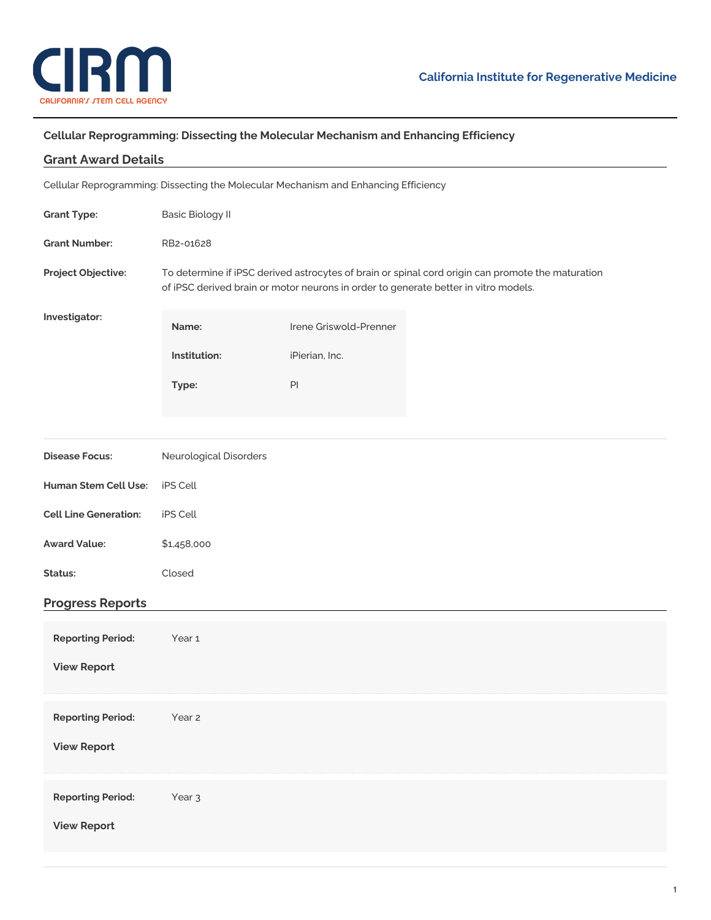California Institute for Regenerative Medicine

### Cellular Reprogramming: Dissecting the Molecular Mechanism and Enhancing Efficiency

## Grant Award Details

Cellular Reprogramming: Dissecting the Molecular Mechanism and Enhancing Efficiency

**Grant Type:** Basic Biology II

**Grant Number:** RB2-01628

**Project Objective:** To determine if iPSC derived astrocytes of brain or spinal cord origin can promote the maturation of iPSC derived brain or motor neurons in order to generate better in vitro models.

**Investigator:**

| | |
|---|---|
| **Name:** | Irene Griswold-Prenner |
| **Institution:** | iPierian, Inc. |
| **Type:** | PI |

**Disease Focus:** Neurological Disorders

**Human Stem Cell Use:** iPS Cell

**Cell Line Generation:** iPS Cell

**Award Value:** $1,458,000

**Status:** Closed

## Progress Reports

**Reporting Period:** Year 1

**View Report**

**Reporting Period:** Year 2

**View Report**

**Reporting Period:** Year 3

**View Report**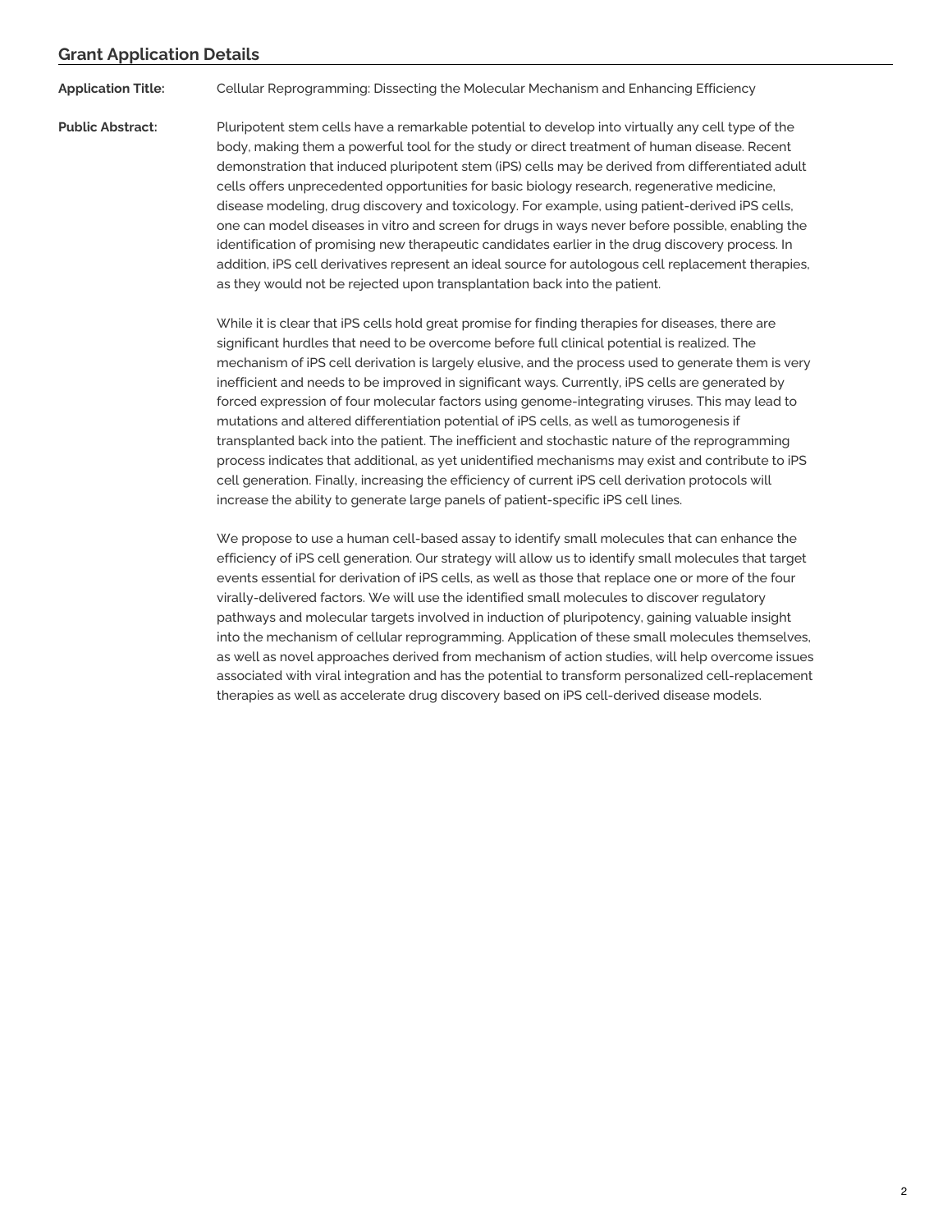## Grant Application Details

**Application Title:** Cellular Reprogramming: Dissecting the Molecular Mechanism and Enhancing Efficiency

**Public Abstract:**

Pluripotent stem cells have a remarkable potential to develop into virtually any cell type of the body, making them a powerful tool for the study or direct treatment of human disease. Recent demonstration that induced pluripotent stem (iPS) cells may be derived from differentiated adult cells offers unprecedented opportunities for basic biology research, regenerative medicine, disease modeling, drug discovery and toxicology. For example, using patient-derived iPS cells, one can model diseases in vitro and screen for drugs in ways never before possible, enabling the identification of promising new therapeutic candidates earlier in the drug discovery process. In addition, iPS cell derivatives represent an ideal source for autologous cell replacement therapies, as they would not be rejected upon transplantation back into the patient.

While it is clear that iPS cells hold great promise for finding therapies for diseases, there are significant hurdles that need to be overcome before full clinical potential is realized. The mechanism of iPS cell derivation is largely elusive, and the process used to generate them is very inefficient and needs to be improved in significant ways. Currently, iPS cells are generated by forced expression of four molecular factors using genome-integrating viruses. This may lead to mutations and altered differentiation potential of iPS cells, as well as tumorogenesis if transplanted back into the patient. The inefficient and stochastic nature of the reprogramming process indicates that additional, as yet unidentified mechanisms may exist and contribute to iPS cell generation. Finally, increasing the efficiency of current iPS cell derivation protocols will increase the ability to generate large panels of patient-specific iPS cell lines.

We propose to use a human cell-based assay to identify small molecules that can enhance the efficiency of iPS cell generation. Our strategy will allow us to identify small molecules that target events essential for derivation of iPS cells, as well as those that replace one or more of the four virally-delivered factors. We will use the identified small molecules to discover regulatory pathways and molecular targets involved in induction of pluripotency, gaining valuable insight into the mechanism of cellular reprogramming. Application of these small molecules themselves, as well as novel approaches derived from mechanism of action studies, will help overcome issues associated with viral integration and has the potential to transform personalized cell-replacement therapies as well as accelerate drug discovery based on iPS cell-derived disease models.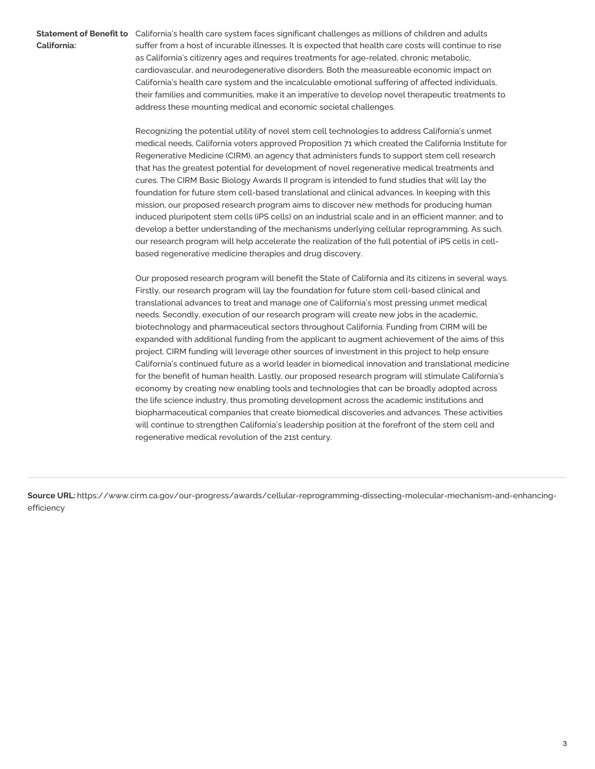**Statement of Benefit to California:**

California's health care system faces significant challenges as millions of children and adults suffer from a host of incurable illnesses. It is expected that health care costs will continue to rise as California's citizenry ages and requires treatments for age-related, chronic metabolic, cardiovascular, and neurodegenerative disorders. Both the measureable economic impact on California's health care system and the incalculable emotional suffering of affected individuals, their families and communities, make it an imperative to develop novel therapeutic treatments to address these mounting medical and economic societal challenges.

Recognizing the potential utility of novel stem cell technologies to address California's unmet medical needs, California voters approved Proposition 71 which created the California Institute for Regenerative Medicine (CIRM), an agency that administers funds to support stem cell research that has the greatest potential for development of novel regenerative medical treatments and cures. The CIRM Basic Biology Awards II program is intended to fund studies that will lay the foundation for future stem cell-based translational and clinical advances. In keeping with this mission, our proposed research program aims to discover new methods for producing human induced pluripotent stem cells (iPS cells) on an industrial scale and in an efficient manner; and to develop a better understanding of the mechanisms underlying cellular reprogramming. As such, our research program will help accelerate the realization of the full potential of iPS cells in cell-based regenerative medicine therapies and drug discovery.

Our proposed research program will benefit the State of California and its citizens in several ways. Firstly, our research program will lay the foundation for future stem cell-based clinical and translational advances to treat and manage one of California's most pressing unmet medical needs. Secondly, execution of our research program will create new jobs in the academic, biotechnology and pharmaceutical sectors throughout California. Funding from CIRM will be expanded with additional funding from the applicant to augment achievement of the aims of this project. CIRM funding will leverage other sources of investment in this project to help ensure California's continued future as a world leader in biomedical innovation and translational medicine for the benefit of human health. Lastly, our proposed research program will stimulate California's economy by creating new enabling tools and technologies that can be broadly adopted across the life science industry, thus promoting development across the academic institutions and biopharmaceutical companies that create biomedical discoveries and advances. These activities will continue to strengthen California's leadership position at the forefront of the stem cell and regenerative medical revolution of the 21st century.

---

**Source URL:** https://www.cirm.ca.gov/our-progress/awards/cellular-reprogramming-dissecting-molecular-mechanism-and-enhancing-efficiency